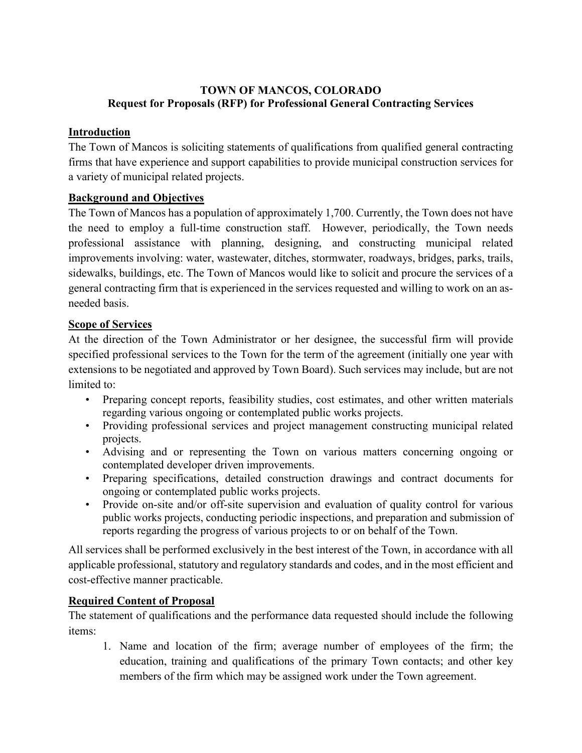# TOWN OF MANCOS, COLORADO
## Request for Proposals (RFP) for Professional General Contracting Services

### Introduction

The Town of Mancos is soliciting statements of qualifications from qualified general contracting firms that have experience and support capabilities to provide municipal construction services for a variety of municipal related projects.

### Background and Objectives

The Town of Mancos has a population of approximately 1,700. Currently, the Town does not have the need to employ a full-time construction staff. However, periodically, the Town needs professional assistance with planning, designing, and constructing municipal related improvements involving: water, wastewater, ditches, stormwater, roadways, bridges, parks, trails, sidewalks, buildings, etc. The Town of Mancos would like to solicit and procure the services of a general contracting firm that is experienced in the services requested and willing to work on an as-needed basis.

### Scope of Services

At the direction of the Town Administrator or her designee, the successful firm will provide specified professional services to the Town for the term of the agreement (initially one year with extensions to be negotiated and approved by Town Board). Such services may include, but are not limited to:

- Preparing concept reports, feasibility studies, cost estimates, and other written materials regarding various ongoing or contemplated public works projects.
- Providing professional services and project management constructing municipal related projects.
- Advising and or representing the Town on various matters concerning ongoing or contemplated developer driven improvements.
- Preparing specifications, detailed construction drawings and contract documents for ongoing or contemplated public works projects.
- Provide on-site and/or off-site supervision and evaluation of quality control for various public works projects, conducting periodic inspections, and preparation and submission of reports regarding the progress of various projects to or on behalf of the Town.

All services shall be performed exclusively in the best interest of the Town, in accordance with all applicable professional, statutory and regulatory standards and codes, and in the most efficient and cost-effective manner practicable.

### Required Content of Proposal

The statement of qualifications and the performance data requested should include the following items:

1. Name and location of the firm; average number of employees of the firm; the education, training and qualifications of the primary Town contacts; and other key members of the firm which may be assigned work under the Town agreement.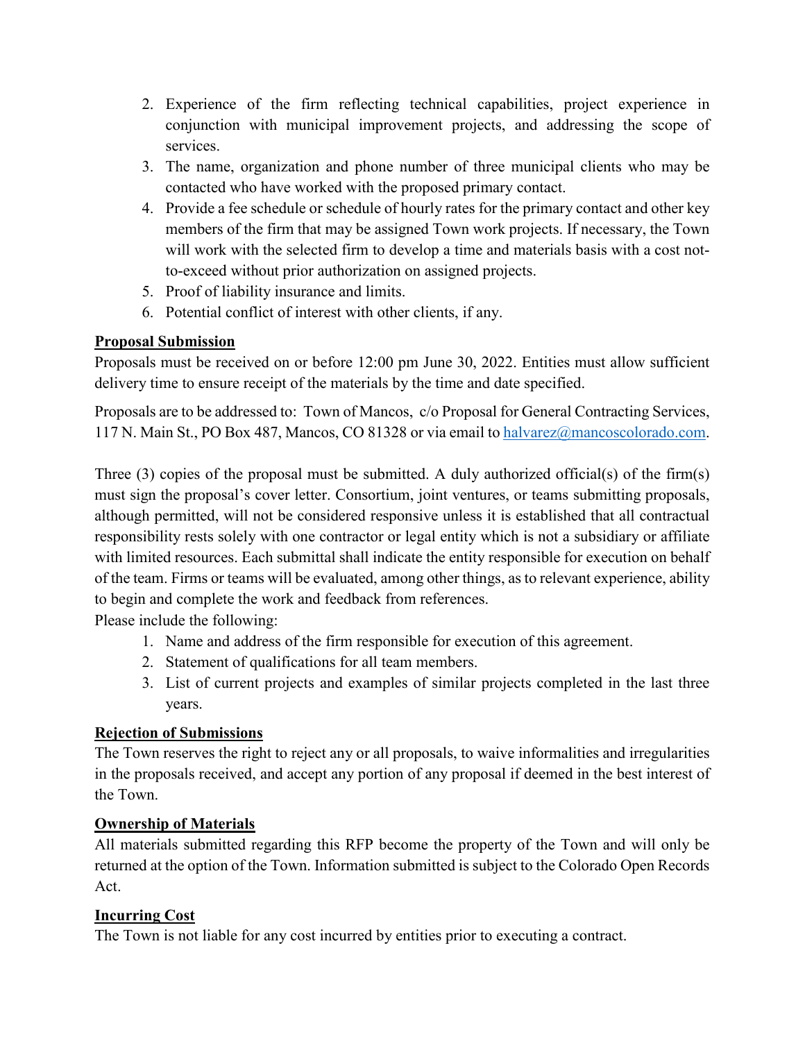2. Experience of the firm reflecting technical capabilities, project experience in conjunction with municipal improvement projects, and addressing the scope of services.
3. The name, organization and phone number of three municipal clients who may be contacted who have worked with the proposed primary contact.
4. Provide a fee schedule or schedule of hourly rates for the primary contact and other key members of the firm that may be assigned Town work projects. If necessary, the Town will work with the selected firm to develop a time and materials basis with a cost not-to-exceed without prior authorization on assigned projects.
5. Proof of liability insurance and limits.
6. Potential conflict of interest with other clients, if any.

**Proposal Submission**

Proposals must be received on or before 12:00 pm June 30, 2022. Entities must allow sufficient delivery time to ensure receipt of the materials by the time and date specified.

Proposals are to be addressed to: Town of Mancos, c/o Proposal for General Contracting Services, 117 N. Main St., PO Box 487, Mancos, CO 81328 or via email to halvarez@mancoscolorado.com.

Three (3) copies of the proposal must be submitted. A duly authorized official(s) of the firm(s) must sign the proposal's cover letter. Consortium, joint ventures, or teams submitting proposals, although permitted, will not be considered responsive unless it is established that all contractual responsibility rests solely with one contractor or legal entity which is not a subsidiary or affiliate with limited resources. Each submittal shall indicate the entity responsible for execution on behalf of the team. Firms or teams will be evaluated, among other things, as to relevant experience, ability to begin and complete the work and feedback from references.

Please include the following:

1. Name and address of the firm responsible for execution of this agreement.
2. Statement of qualifications for all team members.
3. List of current projects and examples of similar projects completed in the last three years.

**Rejection of Submissions**

The Town reserves the right to reject any or all proposals, to waive informalities and irregularities in the proposals received, and accept any portion of any proposal if deemed in the best interest of the Town.

**Ownership of Materials**

All materials submitted regarding this RFP become the property of the Town and will only be returned at the option of the Town. Information submitted is subject to the Colorado Open Records Act.

**Incurring Cost**

The Town is not liable for any cost incurred by entities prior to executing a contract.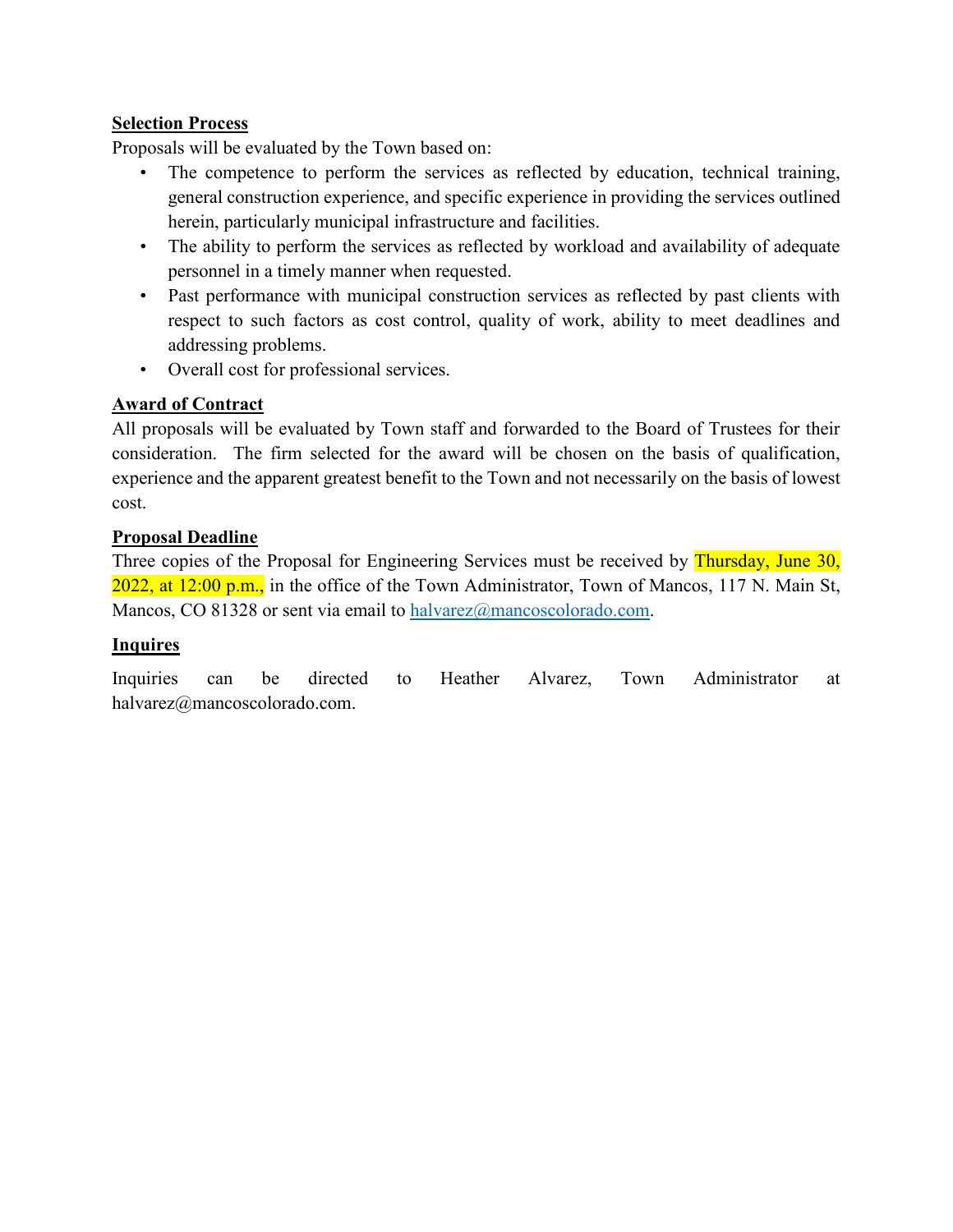**Selection Process**

Proposals will be evaluated by the Town based on:

- The competence to perform the services as reflected by education, technical training, general construction experience, and specific experience in providing the services outlined herein, particularly municipal infrastructure and facilities.
- The ability to perform the services as reflected by workload and availability of adequate personnel in a timely manner when requested.
- Past performance with municipal construction services as reflected by past clients with respect to such factors as cost control, quality of work, ability to meet deadlines and addressing problems.
- Overall cost for professional services.

**Award of Contract**

All proposals will be evaluated by Town staff and forwarded to the Board of Trustees for their consideration. The firm selected for the award will be chosen on the basis of qualification, experience and the apparent greatest benefit to the Town and not necessarily on the basis of lowest cost.

**Proposal Deadline**

Three copies of the Proposal for Engineering Services must be received by Thursday, June 30, 2022, at 12:00 p.m., in the office of the Town Administrator, Town of Mancos, 117 N. Main St, Mancos, CO 81328 or sent via email to halvarez@mancoscolorado.com.

**Inquires**

Inquiries can be directed to Heather Alvarez, Town Administrator at halvarez@mancoscolorado.com.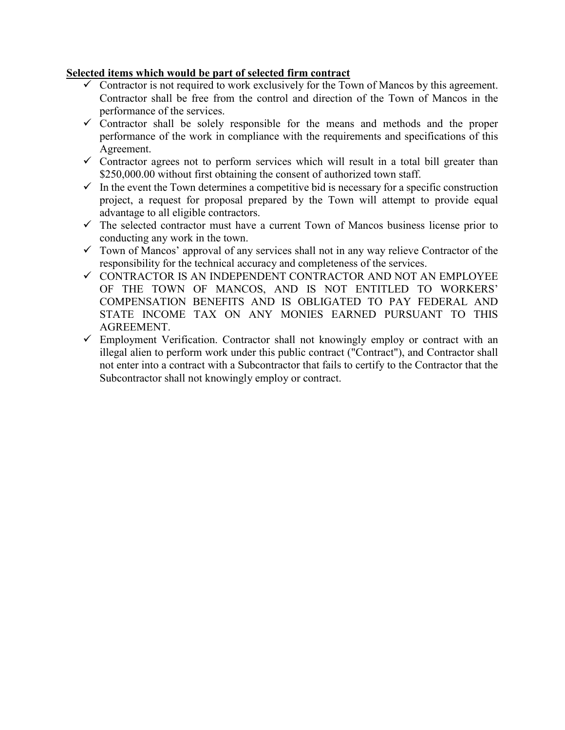**<u>Selected items which would be part of selected firm contract</u>**

- ✓ Contractor is not required to work exclusively for the Town of Mancos by this agreement. Contractor shall be free from the control and direction of the Town of Mancos in the performance of the services.
- ✓ Contractor shall be solely responsible for the means and methods and the proper performance of the work in compliance with the requirements and specifications of this Agreement.
- ✓ Contractor agrees not to perform services which will result in a total bill greater than $250,000.00 without first obtaining the consent of authorized town staff.
- ✓ In the event the Town determines a competitive bid is necessary for a specific construction project, a request for proposal prepared by the Town will attempt to provide equal advantage to all eligible contractors.
- ✓ The selected contractor must have a current Town of Mancos business license prior to conducting any work in the town.
- ✓ Town of Mancos' approval of any services shall not in any way relieve Contractor of the responsibility for the technical accuracy and completeness of the services.
- ✓ CONTRACTOR IS AN INDEPENDENT CONTRACTOR AND NOT AN EMPLOYEE OF THE TOWN OF MANCOS, AND IS NOT ENTITLED TO WORKERS' COMPENSATION BENEFITS AND IS OBLIGATED TO PAY FEDERAL AND STATE INCOME TAX ON ANY MONIES EARNED PURSUANT TO THIS AGREEMENT.
- ✓ Employment Verification. Contractor shall not knowingly employ or contract with an illegal alien to perform work under this public contract ("Contract"), and Contractor shall not enter into a contract with a Subcontractor that fails to certify to the Contractor that the Subcontractor shall not knowingly employ or contract.